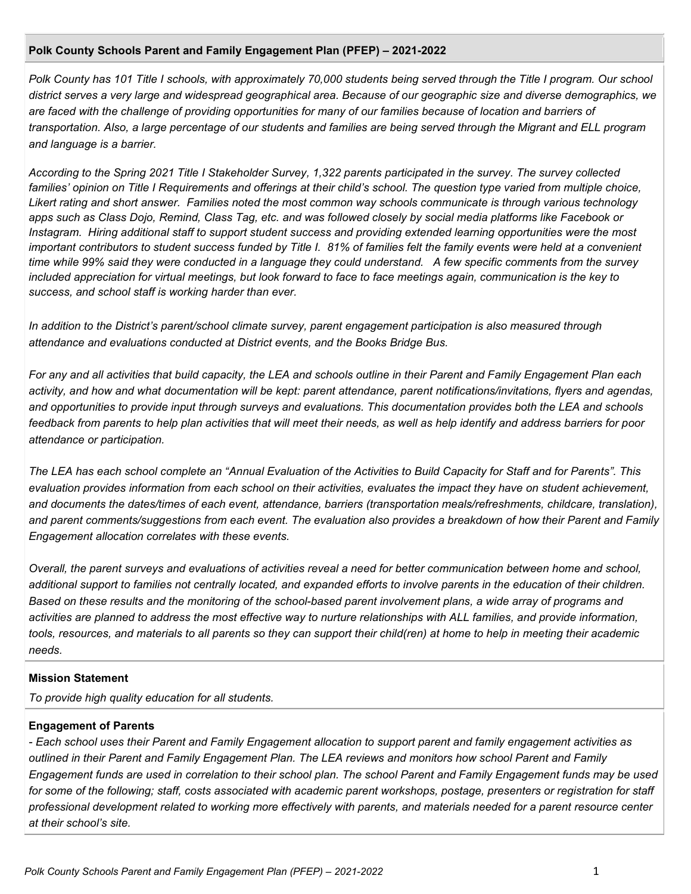## Polk County Schools Parent and Family Engagement Plan (PFEP) – 2021-2022

*Polk County has 101 Title I schools, with approximately 70,000 students being served through the Title I program. Our school district serves a very large and widespread geographical area. Because of our geographic size and diverse demographics, we are faced with the challenge of providing opportunities for many of our families because of location and barriers of transportation. Also, a large percentage of our students and families are being served through the Migrant and ELL program and language is a barrier.*

*According to the Spring 2021 Title I Stakeholder Survey, 1,322 parents participated in the survey. The survey collected families' opinion on Title I Requirements and offerings at their child's school. The question type varied from multiple choice, Likert rating and short answer. Families noted the most common way schools communicate is through various technology apps such as Class Dojo, Remind, Class Tag, etc. and was followed closely by social media platforms like Facebook or Instagram. Hiring additional staff to support student success and providing extended learning opportunities were the most important contributors to student success funded by Title I. 81% of families felt the family events were held at a convenient time while 99% said they were conducted in a language they could understand. A few specific comments from the survey included appreciation for virtual meetings, but look forward to face to face meetings again, communication is the key to success, and school staff is working harder than ever.*

*In addition to the District's parent/school climate survey, parent engagement participation is also measured through attendance and evaluations conducted at District events, and the Books Bridge Bus.*

*For any and all activities that build capacity, the LEA and schools outline in their Parent and Family Engagement Plan each activity, and how and what documentation will be kept: parent attendance, parent notifications/invitations, flyers and agendas, and opportunities to provide input through surveys and evaluations. This documentation provides both the LEA and schools feedback from parents to help plan activities that will meet their needs, as well as help identify and address barriers for poor attendance or participation.*

*The LEA has each school complete an "Annual Evaluation of the Activities to Build Capacity for Staff and for Parents". This evaluation provides information from each school on their activities, evaluates the impact they have on student achievement, and documents the dates/times of each event, attendance, barriers (transportation meals/refreshments, childcare, translation), and parent comments/suggestions from each event. The evaluation also provides a breakdown of how their Parent and Family Engagement allocation correlates with these events.*

*Overall, the parent surveys and evaluations of activities reveal a need for better communication between home and school, additional support to families not centrally located, and expanded efforts to involve parents in the education of their children. Based on these results and the monitoring of the school-based parent involvement plans, a wide array of programs and activities are planned to address the most effective way to nurture relationships with ALL families, and provide information, tools, resources, and materials to all parents so they can support their child(ren) at home to help in meeting their academic needs.*

### Mission Statement

*To provide high quality education for all students.*

### Engagement of Parents

*- Each school uses their Parent and Family Engagement allocation to support parent and family engagement activities as outlined in their Parent and Family Engagement Plan. The LEA reviews and monitors how school Parent and Family Engagement funds are used in correlation to their school plan. The school Parent and Family Engagement funds may be used for some of the following; staff, costs associated with academic parent workshops, postage, presenters or registration for staff professional development related to working more effectively with parents, and materials needed for a parent resource center at their school's site.*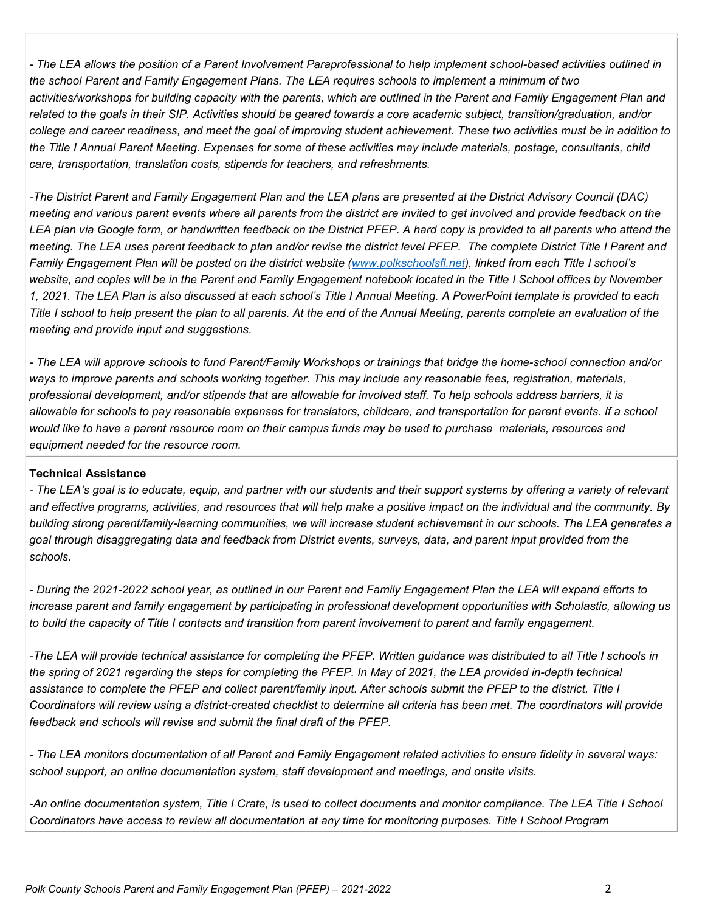*- The LEA allows the position of a Parent Involvement Paraprofessional to help implement school-based activities outlined in the school Parent and Family Engagement Plans. The LEA requires schools to implement a minimum of two activities/workshops for building capacity with the parents, which are outlined in the Parent and Family Engagement Plan and related to the goals in their SIP. Activities should be geared towards a core academic subject, transition/graduation, and/or college and career readiness, and meet the goal of improving student achievement. These two activities must be in addition to the Title I Annual Parent Meeting. Expenses for some of these activities may include materials, postage, consultants, child care, transportation, translation costs, stipends for teachers, and refreshments.*

*-The District Parent and Family Engagement Plan and the LEA plans are presented at the District Advisory Council (DAC) meeting and various parent events where all parents from the district are invited to get involved and provide feedback on the LEA plan via Google form, or handwritten feedback on the District PFEP. A hard copy is provided to all parents who attend the meeting. The LEA uses parent feedback to plan and/or revise the district level PFEP. The complete District Title I Parent and Family Engagement Plan will be posted on the district website ([www.polkschoolsfl.net](http://www.polkschoolsfl.net)), linked from each Title I school's website, and copies will be in the Parent and Family Engagement notebook located in the Title I School offices by November 1, 2021. The LEA Plan is also discussed at each school's Title I Annual Meeting. A PowerPoint template is provided to each Title I school to help present the plan to all parents. At the end of the Annual Meeting, parents complete an evaluation of the meeting and provide input and suggestions.*

*- The LEA will approve schools to fund Parent/Family Workshops or trainings that bridge the home-school connection and/or ways to improve parents and schools working together. This may include any reasonable fees, registration, materials, professional development, and/or stipends that are allowable for involved staff. To help schools address barriers, it is allowable for schools to pay reasonable expenses for translators, childcare, and transportation for parent events. If a school would like to have a parent resource room on their campus funds may be used to purchase materials, resources and equipment needed for the resource room.*

**Technical Assistance**

*- The LEA's goal is to educate, equip, and partner with our students and their support systems by offering a variety of relevant and effective programs, activities, and resources that will help make a positive impact on the individual and the community. By building strong parent/family-learning communities, we will increase student achievement in our schools. The LEA generates a goal through disaggregating data and feedback from District events, surveys, data, and parent input provided from the schools.*

*- During the 2021-2022 school year, as outlined in our Parent and Family Engagement Plan the LEA will expand efforts to increase parent and family engagement by participating in professional development opportunities with Scholastic, allowing us to build the capacity of Title I contacts and transition from parent involvement to parent and family engagement.*

*-The LEA will provide technical assistance for completing the PFEP. Written guidance was distributed to all Title I schools in the spring of 2021 regarding the steps for completing the PFEP. In May of 2021, the LEA provided in-depth technical assistance to complete the PFEP and collect parent/family input. After schools submit the PFEP to the district, Title I Coordinators will review using a district-created checklist to determine all criteria has been met. The coordinators will provide feedback and schools will revise and submit the final draft of the PFEP.*

*- The LEA monitors documentation of all Parent and Family Engagement related activities to ensure fidelity in several ways: school support, an online documentation system, staff development and meetings, and onsite visits.*

*-An online documentation system, Title I Crate, is used to collect documents and monitor compliance. The LEA Title I School Coordinators have access to review all documentation at any time for monitoring purposes. Title I School Program*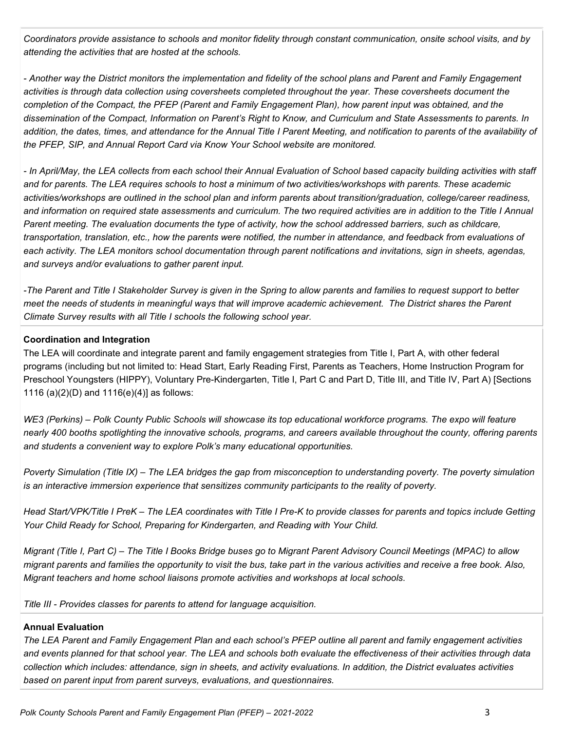*Coordinators provide assistance to schools and monitor fidelity through constant communication, onsite school visits, and by attending the activities that are hosted at the schools.*

*- Another way the District monitors the implementation and fidelity of the school plans and Parent and Family Engagement activities is through data collection using coversheets completed throughout the year. These coversheets document the completion of the Compact, the PFEP (Parent and Family Engagement Plan), how parent input was obtained, and the dissemination of the Compact, Information on Parent's Right to Know, and Curriculum and State Assessments to parents. In addition, the dates, times, and attendance for the Annual Title I Parent Meeting, and notification to parents of the availability of the PFEP, SIP, and Annual Report Card via Know Your School website are monitored.*

*- In April/May, the LEA collects from each school their Annual Evaluation of School based capacity building activities with staff and for parents. The LEA requires schools to host a minimum of two activities/workshops with parents. These academic activities/workshops are outlined in the school plan and inform parents about transition/graduation, college/career readiness, and information on required state assessments and curriculum. The two required activities are in addition to the Title I Annual Parent meeting. The evaluation documents the type of activity, how the school addressed barriers, such as childcare, transportation, translation, etc., how the parents were notified, the number in attendance, and feedback from evaluations of each activity. The LEA monitors school documentation through parent notifications and invitations, sign in sheets, agendas, and surveys and/or evaluations to gather parent input.*

*-The Parent and Title I Stakeholder Survey is given in the Spring to allow parents and families to request support to better meet the needs of students in meaningful ways that will improve academic achievement. The District shares the Parent Climate Survey results with all Title I schools the following school year.*

**Coordination and Integration**

The LEA will coordinate and integrate parent and family engagement strategies from Title I, Part A, with other federal programs (including but not limited to: Head Start, Early Reading First, Parents as Teachers, Home Instruction Program for Preschool Youngsters (HIPPY), Voluntary Pre-Kindergarten, Title I, Part C and Part D, Title III, and Title IV, Part A) [Sections 1116 (a)(2)(D) and 1116(e)(4)] as follows:

*WE3 (Perkins) – Polk County Public Schools will showcase its top educational workforce programs. The expo will feature nearly 400 booths spotlighting the innovative schools, programs, and careers available throughout the county, offering parents and students a convenient way to explore Polk's many educational opportunities.*

*Poverty Simulation (Title IX) – The LEA bridges the gap from misconception to understanding poverty. The poverty simulation is an interactive immersion experience that sensitizes community participants to the reality of poverty.*

*Head Start/VPK/Title I PreK – The LEA coordinates with Title I Pre-K to provide classes for parents and topics include Getting Your Child Ready for School, Preparing for Kindergarten, and Reading with Your Child.*

*Migrant (Title I, Part C) – The Title I Books Bridge buses go to Migrant Parent Advisory Council Meetings (MPAC) to allow migrant parents and families the opportunity to visit the bus, take part in the various activities and receive a free book. Also, Migrant teachers and home school liaisons promote activities and workshops at local schools.*

*Title III - Provides classes for parents to attend for language acquisition.*

**Annual Evaluation**

*The LEA Parent and Family Engagement Plan and each school's PFEP outline all parent and family engagement activities and events planned for that school year. The LEA and schools both evaluate the effectiveness of their activities through data collection which includes: attendance, sign in sheets, and activity evaluations. In addition, the District evaluates activities based on parent input from parent surveys, evaluations, and questionnaires.*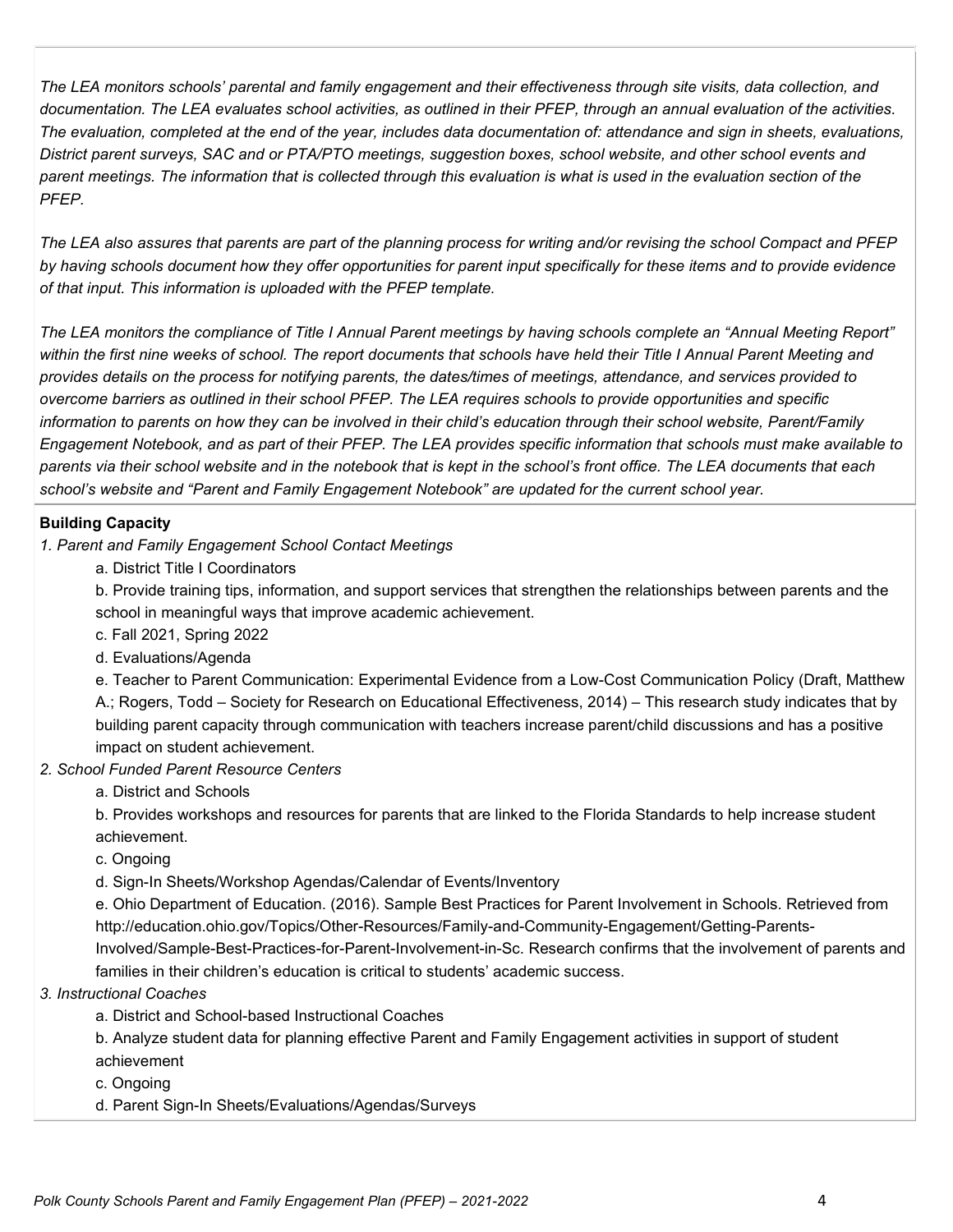*The LEA monitors schools' parental and family engagement and their effectiveness through site visits, data collection, and documentation. The LEA evaluates school activities, as outlined in their PFEP, through an annual evaluation of the activities. The evaluation, completed at the end of the year, includes data documentation of: attendance and sign in sheets, evaluations, District parent surveys, SAC and or PTA/PTO meetings, suggestion boxes, school website, and other school events and parent meetings. The information that is collected through this evaluation is what is used in the evaluation section of the PFEP.*

*The LEA also assures that parents are part of the planning process for writing and/or revising the school Compact and PFEP by having schools document how they offer opportunities for parent input specifically for these items and to provide evidence of that input. This information is uploaded with the PFEP template.*

*The LEA monitors the compliance of Title I Annual Parent meetings by having schools complete an "Annual Meeting Report" within the first nine weeks of school. The report documents that schools have held their Title I Annual Parent Meeting and provides details on the process for notifying parents, the dates/times of meetings, attendance, and services provided to overcome barriers as outlined in their school PFEP. The LEA requires schools to provide opportunities and specific information to parents on how they can be involved in their child's education through their school website, Parent/Family Engagement Notebook, and as part of their PFEP. The LEA provides specific information that schools must make available to parents via their school website and in the notebook that is kept in the school's front office. The LEA documents that each school's website and "Parent and Family Engagement Notebook" are updated for the current school year.*

**Building Capacity**

*1. Parent and Family Engagement School Contact Meetings*

a. District Title I Coordinators

b. Provide training tips, information, and support services that strengthen the relationships between parents and the school in meaningful ways that improve academic achievement.

c. Fall 2021, Spring 2022

d. Evaluations/Agenda

e. Teacher to Parent Communication: Experimental Evidence from a Low-Cost Communication Policy (Draft, Matthew A.; Rogers, Todd – Society for Research on Educational Effectiveness, 2014) – This research study indicates that by building parent capacity through communication with teachers increase parent/child discussions and has a positive impact on student achievement.

*2. School Funded Parent Resource Centers*

a. District and Schools

b. Provides workshops and resources for parents that are linked to the Florida Standards to help increase student achievement.

c. Ongoing

d. Sign-In Sheets/Workshop Agendas/Calendar of Events/Inventory

e. Ohio Department of Education. (2016). Sample Best Practices for Parent Involvement in Schools. Retrieved from http://education.ohio.gov/Topics/Other-Resources/Family-and-Community-Engagement/Getting-Parents-Involved/Sample-Best-Practices-for-Parent-Involvement-in-Sc. Research confirms that the involvement of parents and families in their children's education is critical to students' academic success.

*3. Instructional Coaches*

a. District and School-based Instructional Coaches

b. Analyze student data for planning effective Parent and Family Engagement activities in support of student achievement

c. Ongoing

d. Parent Sign-In Sheets/Evaluations/Agendas/Surveys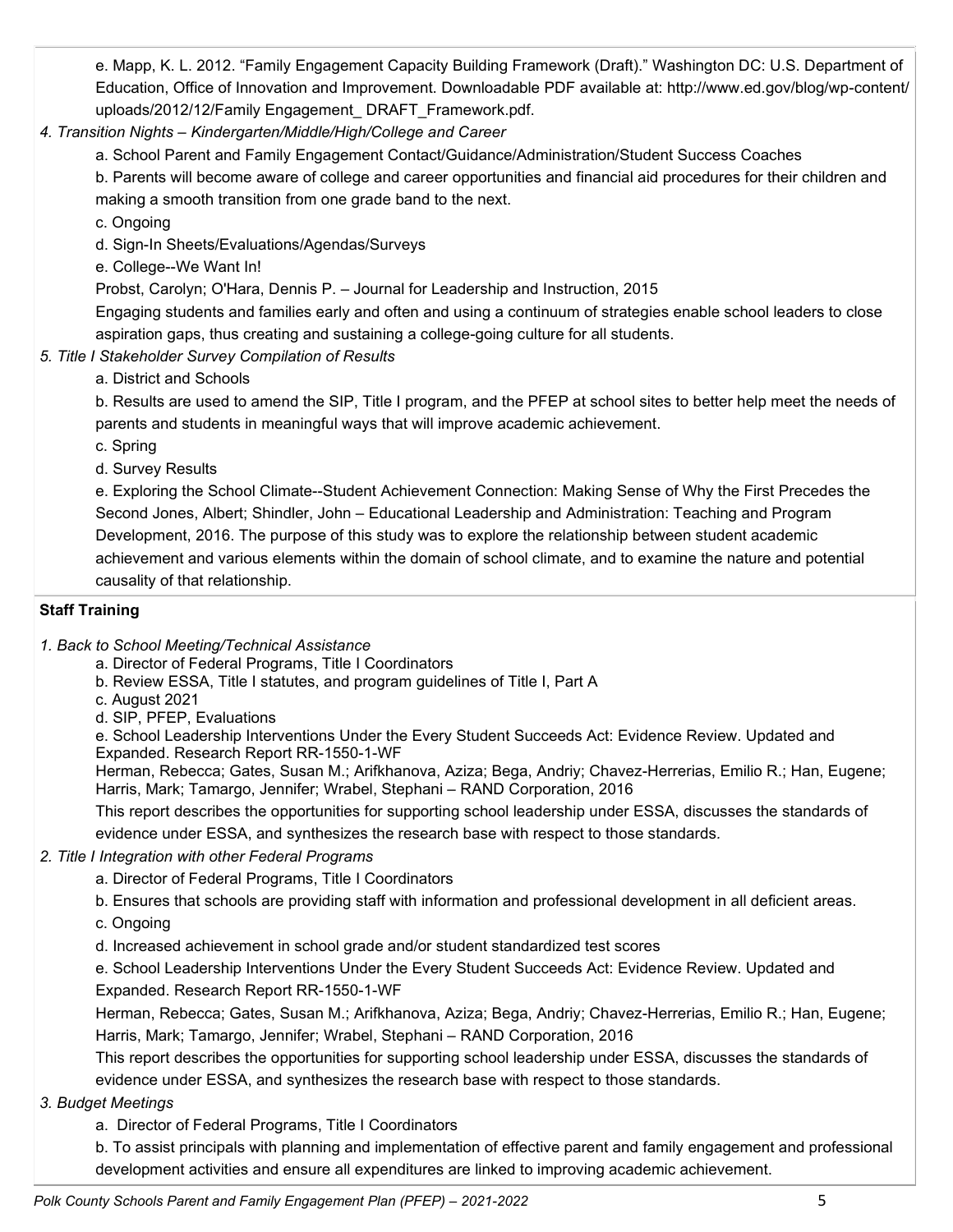e. Mapp, K. L. 2012. "Family Engagement Capacity Building Framework (Draft)." Washington DC: U.S. Department of Education, Office of Innovation and Improvement. Downloadable PDF available at: http://www.ed.gov/blog/wp-content/uploads/2012/12/Family Engagement_ DRAFT_Framework.pdf.

*4. Transition Nights – Kindergarten/Middle/High/College and Career*

a. School Parent and Family Engagement Contact/Guidance/Administration/Student Success Coaches

b. Parents will become aware of college and career opportunities and financial aid procedures for their children and making a smooth transition from one grade band to the next.

c. Ongoing

d. Sign-In Sheets/Evaluations/Agendas/Surveys

e. College--We Want In!

Probst, Carolyn; O'Hara, Dennis P. – Journal for Leadership and Instruction, 2015

Engaging students and families early and often and using a continuum of strategies enable school leaders to close aspiration gaps, thus creating and sustaining a college-going culture for all students.

*5. Title I Stakeholder Survey Compilation of Results*

a. District and Schools

b. Results are used to amend the SIP, Title I program, and the PFEP at school sites to better help meet the needs of parents and students in meaningful ways that will improve academic achievement.

c. Spring

d. Survey Results

e. Exploring the School Climate--Student Achievement Connection: Making Sense of Why the First Precedes the Second Jones, Albert; Shindler, John – Educational Leadership and Administration: Teaching and Program Development, 2016. The purpose of this study was to explore the relationship between student academic achievement and various elements within the domain of school climate, and to examine the nature and potential causality of that relationship.

**Staff Training**

*1. Back to School Meeting/Technical Assistance*

a. Director of Federal Programs, Title I Coordinators

b. Review ESSA, Title I statutes, and program guidelines of Title I, Part A

c. August 2021

d. SIP, PFEP, Evaluations

e. School Leadership Interventions Under the Every Student Succeeds Act: Evidence Review. Updated and Expanded. Research Report RR-1550-1-WF

Herman, Rebecca; Gates, Susan M.; Arifkhanova, Aziza; Bega, Andriy; Chavez-Herrerias, Emilio R.; Han, Eugene; Harris, Mark; Tamargo, Jennifer; Wrabel, Stephani – RAND Corporation, 2016

This report describes the opportunities for supporting school leadership under ESSA, discusses the standards of evidence under ESSA, and synthesizes the research base with respect to those standards.

*2. Title I Integration with other Federal Programs*

a. Director of Federal Programs, Title I Coordinators

b. Ensures that schools are providing staff with information and professional development in all deficient areas.

c. Ongoing

d. Increased achievement in school grade and/or student standardized test scores

e. School Leadership Interventions Under the Every Student Succeeds Act: Evidence Review. Updated and Expanded. Research Report RR-1550-1-WF

Herman, Rebecca; Gates, Susan M.; Arifkhanova, Aziza; Bega, Andriy; Chavez-Herrerias, Emilio R.; Han, Eugene; Harris, Mark; Tamargo, Jennifer; Wrabel, Stephani – RAND Corporation, 2016

This report describes the opportunities for supporting school leadership under ESSA, discusses the standards of evidence under ESSA, and synthesizes the research base with respect to those standards.

*3. Budget Meetings*

a. Director of Federal Programs, Title I Coordinators

b. To assist principals with planning and implementation of effective parent and family engagement and professional development activities and ensure all expenditures are linked to improving academic achievement.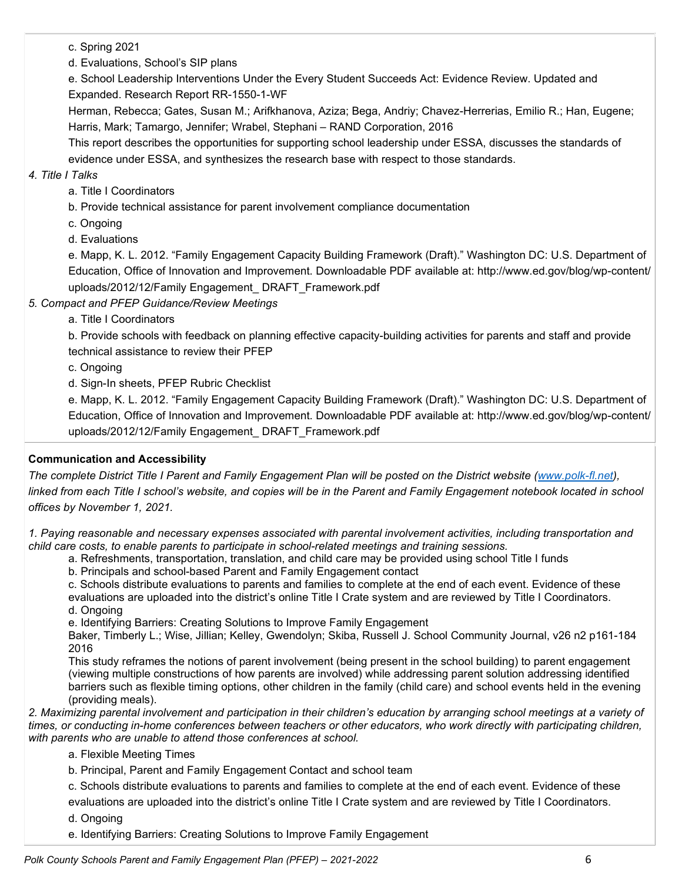c. Spring 2021

d. Evaluations, School's SIP plans

e. School Leadership Interventions Under the Every Student Succeeds Act: Evidence Review. Updated and Expanded. Research Report RR-1550-1-WF

Herman, Rebecca; Gates, Susan M.; Arifkhanova, Aziza; Bega, Andriy; Chavez-Herrerias, Emilio R.; Han, Eugene; Harris, Mark; Tamargo, Jennifer; Wrabel, Stephani – RAND Corporation, 2016

This report describes the opportunities for supporting school leadership under ESSA, discusses the standards of evidence under ESSA, and synthesizes the research base with respect to those standards.

*4. Title I Talks*

a. Title I Coordinators

b. Provide technical assistance for parent involvement compliance documentation

c. Ongoing

d. Evaluations

e. Mapp, K. L. 2012. "Family Engagement Capacity Building Framework (Draft)." Washington DC: U.S. Department of Education, Office of Innovation and Improvement. Downloadable PDF available at: http://www.ed.gov/blog/wp-content/uploads/2012/12/Family Engagement_ DRAFT_Framework.pdf

*5. Compact and PFEP Guidance/Review Meetings*

a. Title I Coordinators

b. Provide schools with feedback on planning effective capacity-building activities for parents and staff and provide technical assistance to review their PFEP

c. Ongoing

d. Sign-In sheets, PFEP Rubric Checklist

e. Mapp, K. L. 2012. "Family Engagement Capacity Building Framework (Draft)." Washington DC: U.S. Department of Education, Office of Innovation and Improvement. Downloadable PDF available at: http://www.ed.gov/blog/wp-content/uploads/2012/12/Family Engagement_ DRAFT_Framework.pdf

**Communication and Accessibility**

*The complete District Title I Parent and Family Engagement Plan will be posted on the District website (www.polk-fl.net), linked from each Title I school's website, and copies will be in the Parent and Family Engagement notebook located in school offices by November 1, 2021.*

*1. Paying reasonable and necessary expenses associated with parental involvement activities, including transportation and child care costs, to enable parents to participate in school-related meetings and training sessions.*

a. Refreshments, transportation, translation, and child care may be provided using school Title I funds

b. Principals and school-based Parent and Family Engagement contact

c. Schools distribute evaluations to parents and families to complete at the end of each event. Evidence of these evaluations are uploaded into the district's online Title I Crate system and are reviewed by Title I Coordinators.

d. Ongoing

e. Identifying Barriers: Creating Solutions to Improve Family Engagement

Baker, Timberly L.; Wise, Jillian; Kelley, Gwendolyn; Skiba, Russell J. School Community Journal, v26 n2 p161-184 2016

This study reframes the notions of parent involvement (being present in the school building) to parent engagement (viewing multiple constructions of how parents are involved) while addressing parent solution addressing identified barriers such as flexible timing options, other children in the family (child care) and school events held in the evening (providing meals).

*2. Maximizing parental involvement and participation in their children's education by arranging school meetings at a variety of times, or conducting in-home conferences between teachers or other educators, who work directly with participating children, with parents who are unable to attend those conferences at school.*

a. Flexible Meeting Times

b. Principal, Parent and Family Engagement Contact and school team

c. Schools distribute evaluations to parents and families to complete at the end of each event. Evidence of these evaluations are uploaded into the district's online Title I Crate system and are reviewed by Title I Coordinators.

d. Ongoing

e. Identifying Barriers: Creating Solutions to Improve Family Engagement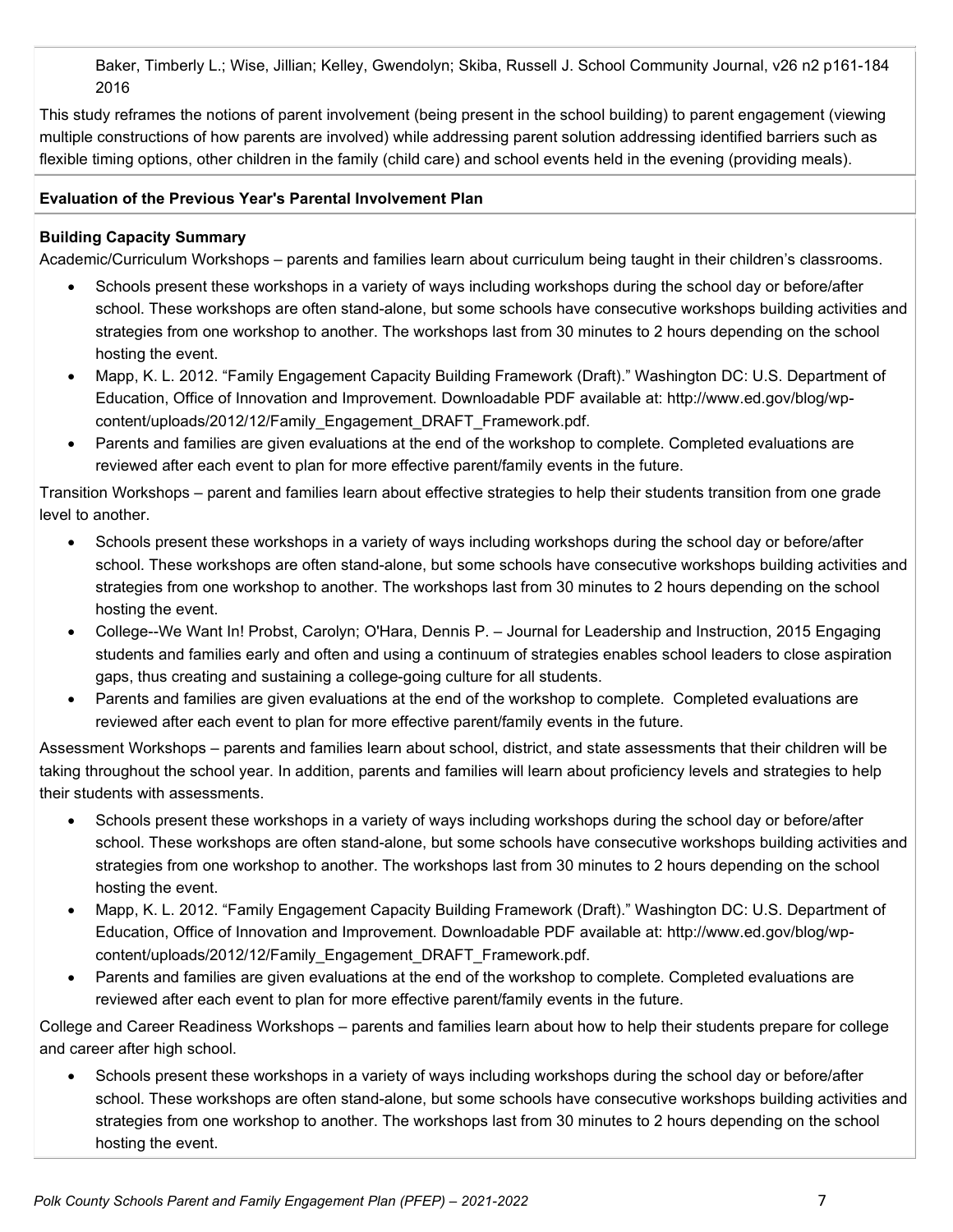Baker, Timberly L.; Wise, Jillian; Kelley, Gwendolyn; Skiba, Russell J. School Community Journal, v26 n2 p161-184 2016

This study reframes the notions of parent involvement (being present in the school building) to parent engagement (viewing multiple constructions of how parents are involved) while addressing parent solution addressing identified barriers such as flexible timing options, other children in the family (child care) and school events held in the evening (providing meals).

**Evaluation of the Previous Year's Parental Involvement Plan**

**Building Capacity Summary**

Academic/Curriculum Workshops – parents and families learn about curriculum being taught in their children's classrooms.

- Schools present these workshops in a variety of ways including workshops during the school day or before/after school. These workshops are often stand-alone, but some schools have consecutive workshops building activities and strategies from one workshop to another. The workshops last from 30 minutes to 2 hours depending on the school hosting the event.
- Mapp, K. L. 2012. "Family Engagement Capacity Building Framework (Draft)." Washington DC: U.S. Department of Education, Office of Innovation and Improvement. Downloadable PDF available at: http://www.ed.gov/blog/wp-content/uploads/2012/12/Family_Engagement_DRAFT_Framework.pdf.
- Parents and families are given evaluations at the end of the workshop to complete. Completed evaluations are reviewed after each event to plan for more effective parent/family events in the future.

Transition Workshops – parent and families learn about effective strategies to help their students transition from one grade level to another.

- Schools present these workshops in a variety of ways including workshops during the school day or before/after school. These workshops are often stand-alone, but some schools have consecutive workshops building activities and strategies from one workshop to another. The workshops last from 30 minutes to 2 hours depending on the school hosting the event.
- College--We Want In! Probst, Carolyn; O'Hara, Dennis P. – Journal for Leadership and Instruction, 2015 Engaging students and families early and often and using a continuum of strategies enables school leaders to close aspiration gaps, thus creating and sustaining a college-going culture for all students.
- Parents and families are given evaluations at the end of the workshop to complete. Completed evaluations are reviewed after each event to plan for more effective parent/family events in the future.

Assessment Workshops – parents and families learn about school, district, and state assessments that their children will be taking throughout the school year. In addition, parents and families will learn about proficiency levels and strategies to help their students with assessments.

- Schools present these workshops in a variety of ways including workshops during the school day or before/after school. These workshops are often stand-alone, but some schools have consecutive workshops building activities and strategies from one workshop to another. The workshops last from 30 minutes to 2 hours depending on the school hosting the event.
- Mapp, K. L. 2012. "Family Engagement Capacity Building Framework (Draft)." Washington DC: U.S. Department of Education, Office of Innovation and Improvement. Downloadable PDF available at: http://www.ed.gov/blog/wp-content/uploads/2012/12/Family_Engagement_DRAFT_Framework.pdf.
- Parents and families are given evaluations at the end of the workshop to complete. Completed evaluations are reviewed after each event to plan for more effective parent/family events in the future.

College and Career Readiness Workshops – parents and families learn about how to help their students prepare for college and career after high school.

- Schools present these workshops in a variety of ways including workshops during the school day or before/after school. These workshops are often stand-alone, but some schools have consecutive workshops building activities and strategies from one workshop to another. The workshops last from 30 minutes to 2 hours depending on the school hosting the event.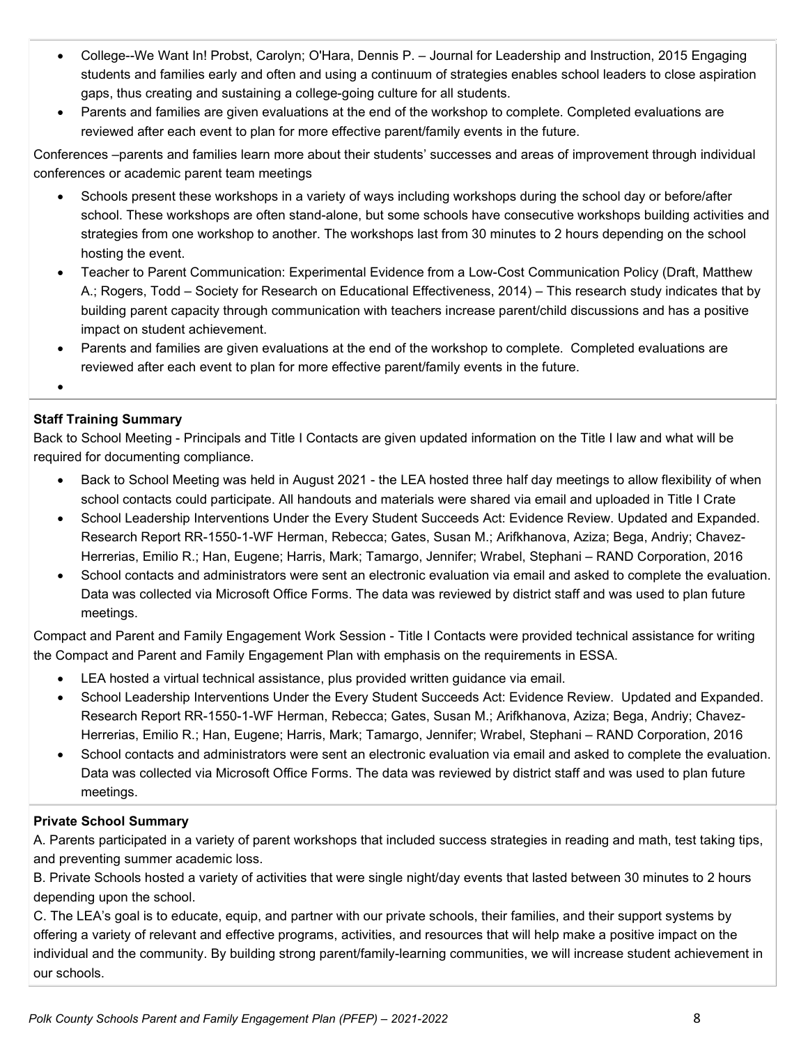- College--We Want In! Probst, Carolyn; O'Hara, Dennis P. – Journal for Leadership and Instruction, 2015 Engaging students and families early and often and using a continuum of strategies enables school leaders to close aspiration gaps, thus creating and sustaining a college-going culture for all students.
- Parents and families are given evaluations at the end of the workshop to complete. Completed evaluations are reviewed after each event to plan for more effective parent/family events in the future.

Conferences –parents and families learn more about their students' successes and areas of improvement through individual conferences or academic parent team meetings

- Schools present these workshops in a variety of ways including workshops during the school day or before/after school. These workshops are often stand-alone, but some schools have consecutive workshops building activities and strategies from one workshop to another. The workshops last from 30 minutes to 2 hours depending on the school hosting the event.
- Teacher to Parent Communication: Experimental Evidence from a Low-Cost Communication Policy (Draft, Matthew A.; Rogers, Todd – Society for Research on Educational Effectiveness, 2014) – This research study indicates that by building parent capacity through communication with teachers increase parent/child discussions and has a positive impact on student achievement.
- Parents and families are given evaluations at the end of the workshop to complete. Completed evaluations are reviewed after each event to plan for more effective parent/family events in the future.
-

**Staff Training Summary**

Back to School Meeting - Principals and Title I Contacts are given updated information on the Title I law and what will be required for documenting compliance.

- Back to School Meeting was held in August 2021 - the LEA hosted three half day meetings to allow flexibility of when school contacts could participate. All handouts and materials were shared via email and uploaded in Title I Crate
- School Leadership Interventions Under the Every Student Succeeds Act: Evidence Review. Updated and Expanded. Research Report RR-1550-1-WF Herman, Rebecca; Gates, Susan M.; Arifkhanova, Aziza; Bega, Andriy; Chavez-Herrerias, Emilio R.; Han, Eugene; Harris, Mark; Tamargo, Jennifer; Wrabel, Stephani – RAND Corporation, 2016
- School contacts and administrators were sent an electronic evaluation via email and asked to complete the evaluation. Data was collected via Microsoft Office Forms. The data was reviewed by district staff and was used to plan future meetings.

Compact and Parent and Family Engagement Work Session - Title I Contacts were provided technical assistance for writing the Compact and Parent and Family Engagement Plan with emphasis on the requirements in ESSA.

- LEA hosted a virtual technical assistance, plus provided written guidance via email.
- School Leadership Interventions Under the Every Student Succeeds Act: Evidence Review. Updated and Expanded. Research Report RR-1550-1-WF Herman, Rebecca; Gates, Susan M.; Arifkhanova, Aziza; Bega, Andriy; Chavez-Herrerias, Emilio R.; Han, Eugene; Harris, Mark; Tamargo, Jennifer; Wrabel, Stephani – RAND Corporation, 2016
- School contacts and administrators were sent an electronic evaluation via email and asked to complete the evaluation. Data was collected via Microsoft Office Forms. The data was reviewed by district staff and was used to plan future meetings.

**Private School Summary**

A. Parents participated in a variety of parent workshops that included success strategies in reading and math, test taking tips, and preventing summer academic loss.

B. Private Schools hosted a variety of activities that were single night/day events that lasted between 30 minutes to 2 hours depending upon the school.

C. The LEA's goal is to educate, equip, and partner with our private schools, their families, and their support systems by offering a variety of relevant and effective programs, activities, and resources that will help make a positive impact on the individual and the community. By building strong parent/family-learning communities, we will increase student achievement in our schools.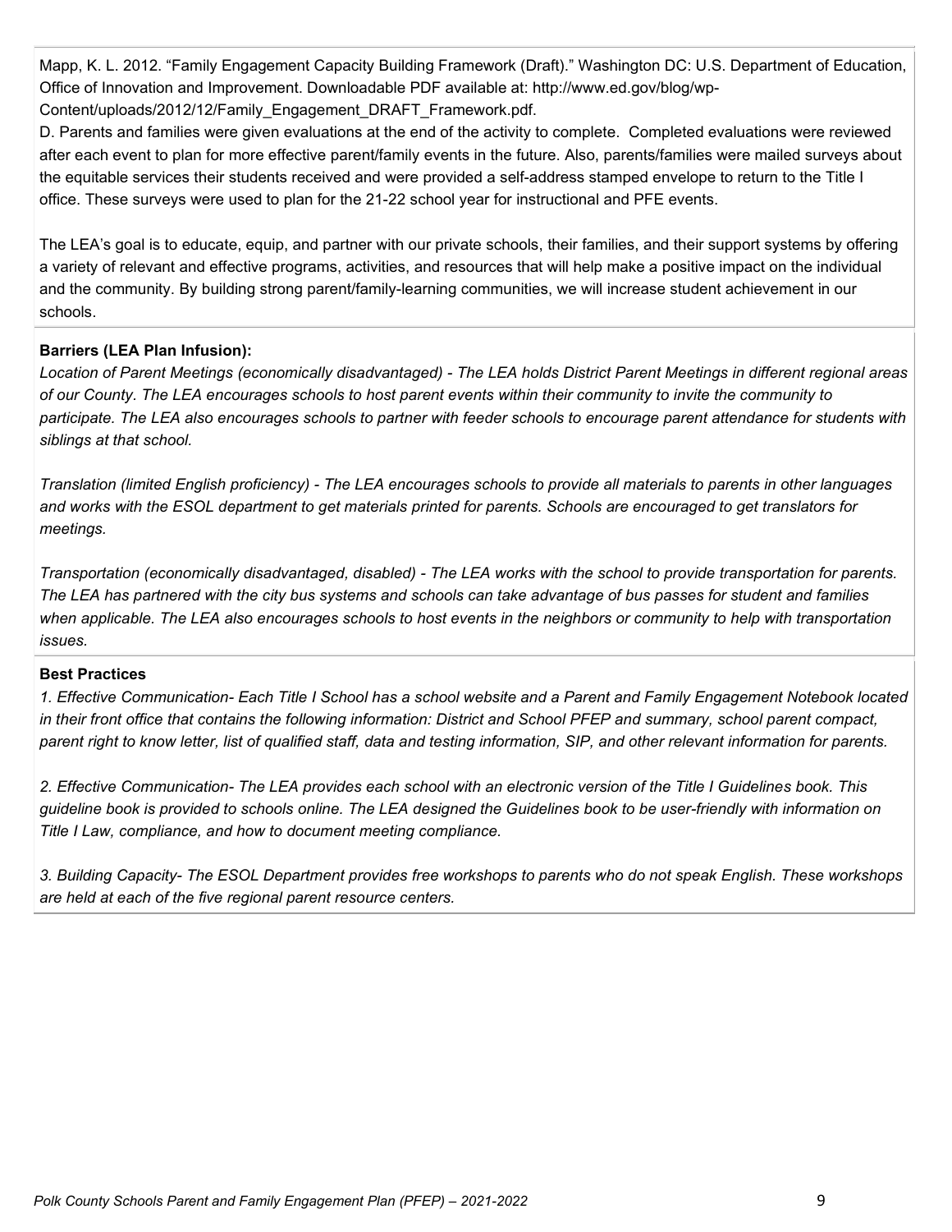Mapp, K. L. 2012. "Family Engagement Capacity Building Framework (Draft)." Washington DC: U.S. Department of Education, Office of Innovation and Improvement. Downloadable PDF available at: http://www.ed.gov/blog/wp-Content/uploads/2012/12/Family_Engagement_DRAFT_Framework.pdf.

D. Parents and families were given evaluations at the end of the activity to complete. Completed evaluations were reviewed after each event to plan for more effective parent/family events in the future. Also, parents/families were mailed surveys about the equitable services their students received and were provided a self-address stamped envelope to return to the Title I office. These surveys were used to plan for the 21-22 school year for instructional and PFE events.

The LEA's goal is to educate, equip, and partner with our private schools, their families, and their support systems by offering a variety of relevant and effective programs, activities, and resources that will help make a positive impact on the individual and the community. By building strong parent/family-learning communities, we will increase student achievement in our schools.

**Barriers (LEA Plan Infusion):**

*Location of Parent Meetings (economically disadvantaged) - The LEA holds District Parent Meetings in different regional areas of our County. The LEA encourages schools to host parent events within their community to invite the community to participate. The LEA also encourages schools to partner with feeder schools to encourage parent attendance for students with siblings at that school.*

*Translation (limited English proficiency) - The LEA encourages schools to provide all materials to parents in other languages and works with the ESOL department to get materials printed for parents. Schools are encouraged to get translators for meetings.*

*Transportation (economically disadvantaged, disabled) - The LEA works with the school to provide transportation for parents. The LEA has partnered with the city bus systems and schools can take advantage of bus passes for student and families when applicable. The LEA also encourages schools to host events in the neighbors or community to help with transportation issues.*

**Best Practices**

*1. Effective Communication- Each Title I School has a school website and a Parent and Family Engagement Notebook located in their front office that contains the following information: District and School PFEP and summary, school parent compact, parent right to know letter, list of qualified staff, data and testing information, SIP, and other relevant information for parents.*

*2. Effective Communication- The LEA provides each school with an electronic version of the Title I Guidelines book. This guideline book is provided to schools online. The LEA designed the Guidelines book to be user-friendly with information on Title I Law, compliance, and how to document meeting compliance.*

*3. Building Capacity- The ESOL Department provides free workshops to parents who do not speak English. These workshops are held at each of the five regional parent resource centers.*